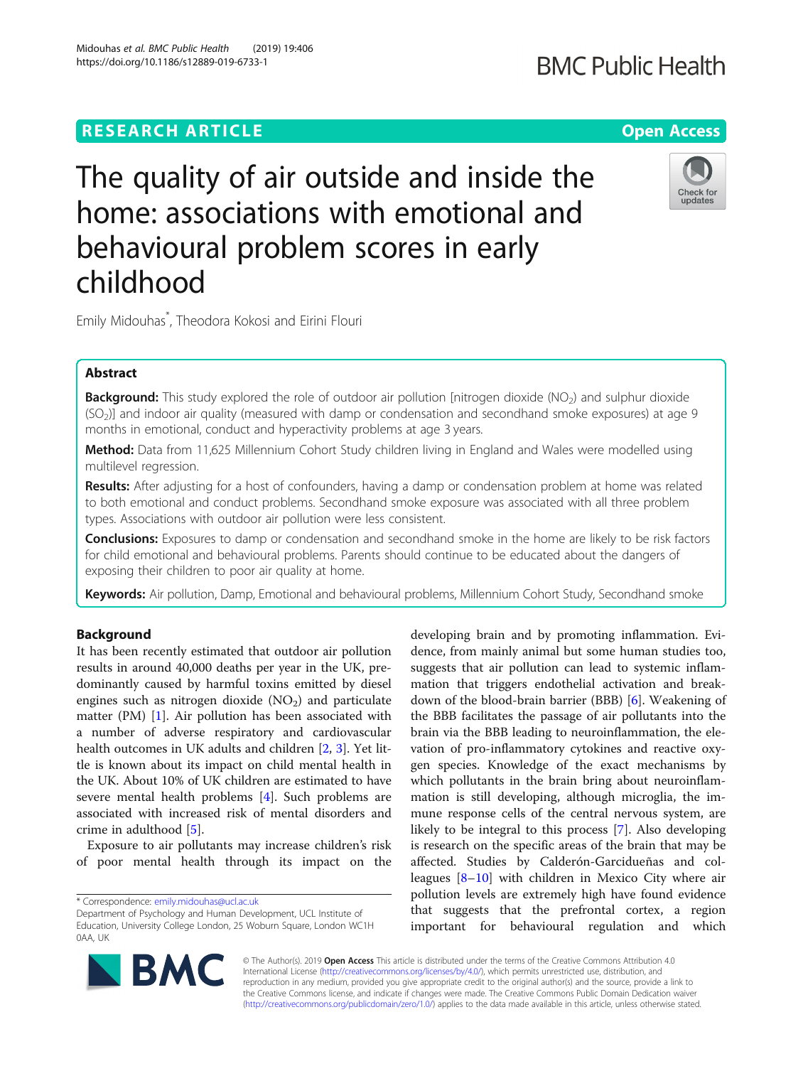RESEARCH ARTICLE

Open Access

# The quality of air outside and inside the home: associations with emotional and behavioural problem scores in early childhood

Emily Midouhas*, Theodora Kokosi and Eirini Flouri

## Abstract

**Background:** This study explored the role of outdoor air pollution [nitrogen dioxide ($NO_2$) and sulphur dioxide ($SO_2$)] and indoor air quality (measured with damp or condensation and secondhand smoke exposures) at age 9 months in emotional, conduct and hyperactivity problems at age 3 years.

**Method:** Data from 11,625 Millennium Cohort Study children living in England and Wales were modelled using multilevel regression.

**Results:** After adjusting for a host of confounders, having a damp or condensation problem at home was related to both emotional and conduct problems. Secondhand smoke exposure was associated with all three problem types. Associations with outdoor air pollution were less consistent.

**Conclusions:** Exposures to damp or condensation and secondhand smoke in the home are likely to be risk factors for child emotional and behavioural problems. Parents should continue to be educated about the dangers of exposing their children to poor air quality at home.

**Keywords:** Air pollution, Damp, Emotional and behavioural problems, Millennium Cohort Study, Secondhand smoke

## Background

It has been recently estimated that outdoor air pollution results in around 40,000 deaths per year in the UK, predominantly caused by harmful toxins emitted by diesel engines such as nitrogen dioxide ($NO_2$) and particulate matter (PM) [1]. Air pollution has been associated with a number of adverse respiratory and cardiovascular health outcomes in UK adults and children [2, 3]. Yet little is known about its impact on child mental health in the UK. About 10% of UK children are estimated to have severe mental health problems [4]. Such problems are associated with increased risk of mental disorders and crime in adulthood [5].

Exposure to air pollutants may increase children's risk of poor mental health through its impact on the developing brain and by promoting inflammation. Evidence, from mainly animal but some human studies too, suggests that air pollution can lead to systemic inflammation that triggers endothelial activation and breakdown of the blood-brain barrier (BBB) [6]. Weakening of the BBB facilitates the passage of air pollutants into the brain via the BBB leading to neuroinflammation, the elevation of pro-inflammatory cytokines and reactive oxygen species. Knowledge of the exact mechanisms by which pollutants in the brain bring about neuroinflammation is still developing, although microglia, the immune response cells of the central nervous system, are likely to be integral to this process [7]. Also developing is research on the specific areas of the brain that may be affected. Studies by Calderón-Garcidueñas and colleagues [8–10] with children in Mexico City where air pollution levels are extremely high have found evidence that suggests that the prefrontal cortex, a region important for behavioural regulation and which

* Correspondence: emily.midouhas@ucl.ac.uk
Department of Psychology and Human Development, UCL Institute of Education, University College London, 25 Woburn Square, London WC1H 0AA, UK

© The Author(s). 2019 **Open Access** This article is distributed under the terms of the Creative Commons Attribution 4.0 International License (http://creativecommons.org/licenses/by/4.0/), which permits unrestricted use, distribution, and reproduction in any medium, provided you give appropriate credit to the original author(s) and the source, provide a link to the Creative Commons license, and indicate if changes were made. The Creative Commons Public Domain Dedication waiver (http://creativecommons.org/publicdomain/zero/1.0/) applies to the data made available in this article, unless otherwise stated.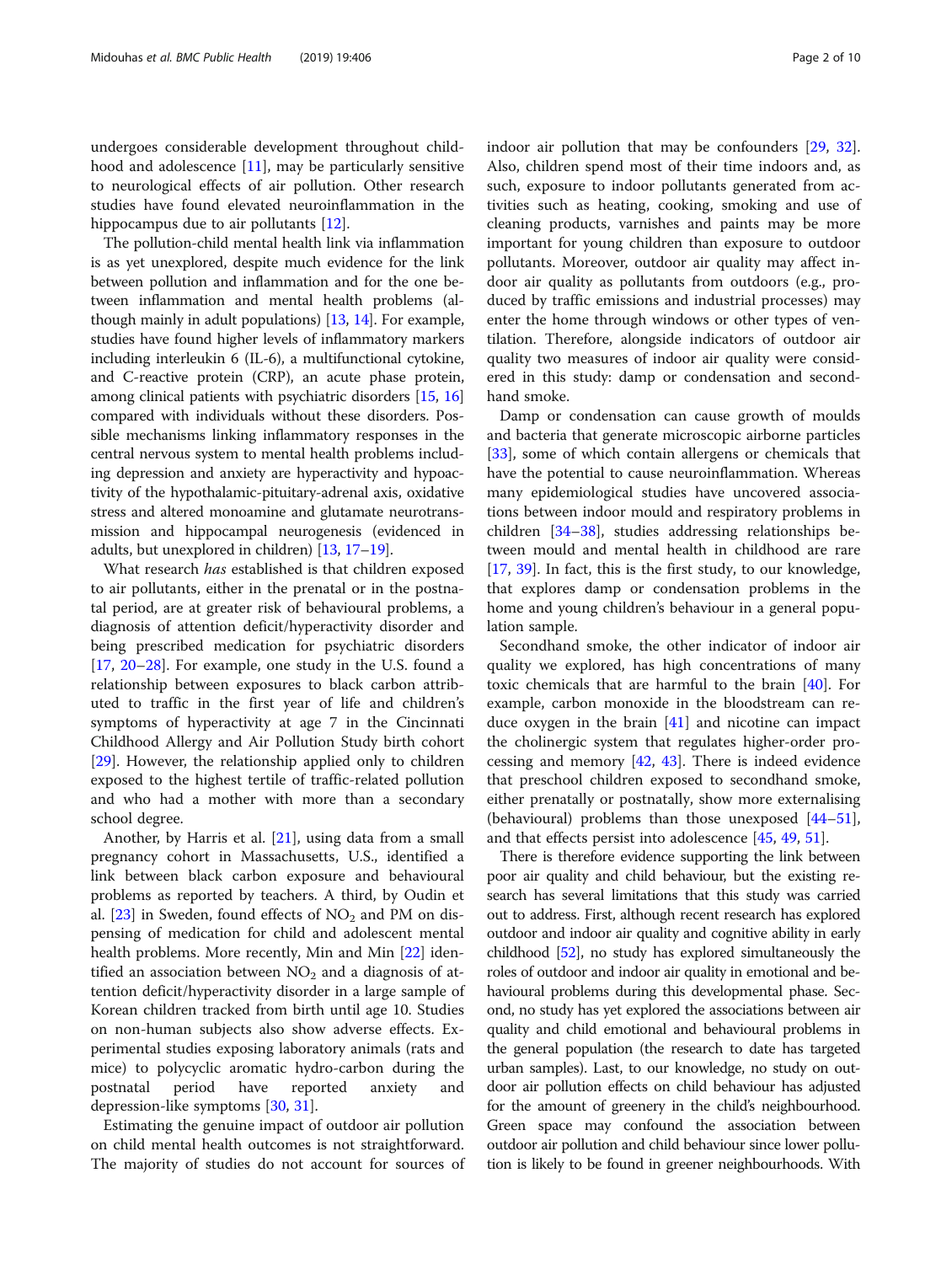undergoes considerable development throughout childhood and adolescence [11], may be particularly sensitive to neurological effects of air pollution. Other research studies have found elevated neuroinflammation in the hippocampus due to air pollutants [12].

The pollution-child mental health link via inflammation is as yet unexplored, despite much evidence for the link between pollution and inflammation and for the one between inflammation and mental health problems (although mainly in adult populations) [13, 14]. For example, studies have found higher levels of inflammatory markers including interleukin 6 (IL-6), a multifunctional cytokine, and C-reactive protein (CRP), an acute phase protein, among clinical patients with psychiatric disorders [15, 16] compared with individuals without these disorders. Possible mechanisms linking inflammatory responses in the central nervous system to mental health problems including depression and anxiety are hyperactivity and hypoactivity of the hypothalamic-pituitary-adrenal axis, oxidative stress and altered monoamine and glutamate neurotransmission and hippocampal neurogenesis (evidenced in adults, but unexplored in children) [13, 17–19].

What research *has* established is that children exposed to air pollutants, either in the prenatal or in the postnatal period, are at greater risk of behavioural problems, a diagnosis of attention deficit/hyperactivity disorder and being prescribed medication for psychiatric disorders [17, 20–28]. For example, one study in the U.S. found a relationship between exposures to black carbon attributed to traffic in the first year of life and children's symptoms of hyperactivity at age 7 in the Cincinnati Childhood Allergy and Air Pollution Study birth cohort [29]. However, the relationship applied only to children exposed to the highest tertile of traffic-related pollution and who had a mother with more than a secondary school degree.

Another, by Harris et al. [21], using data from a small pregnancy cohort in Massachusetts, U.S., identified a link between black carbon exposure and behavioural problems as reported by teachers. A third, by Oudin et al. [23] in Sweden, found effects of $NO_2$ and PM on dispensing of medication for child and adolescent mental health problems. More recently, Min and Min [22] identified an association between $NO_2$ and a diagnosis of attention deficit/hyperactivity disorder in a large sample of Korean children tracked from birth until age 10. Studies on non-human subjects also show adverse effects. Experimental studies exposing laboratory animals (rats and mice) to polycyclic aromatic hydro-carbon during the postnatal period have reported anxiety and depression-like symptoms [30, 31].

Estimating the genuine impact of outdoor air pollution on child mental health outcomes is not straightforward. The majority of studies do not account for sources of indoor air pollution that may be confounders [29, 32]. Also, children spend most of their time indoors and, as such, exposure to indoor pollutants generated from activities such as heating, cooking, smoking and use of cleaning products, varnishes and paints may be more important for young children than exposure to outdoor pollutants. Moreover, outdoor air quality may affect indoor air quality as pollutants from outdoors (e.g., produced by traffic emissions and industrial processes) may enter the home through windows or other types of ventilation. Therefore, alongside indicators of outdoor air quality two measures of indoor air quality were considered in this study: damp or condensation and secondhand smoke.

Damp or condensation can cause growth of moulds and bacteria that generate microscopic airborne particles [33], some of which contain allergens or chemicals that have the potential to cause neuroinflammation. Whereas many epidemiological studies have uncovered associations between indoor mould and respiratory problems in children [34–38], studies addressing relationships between mould and mental health in childhood are rare [17, 39]. In fact, this is the first study, to our knowledge, that explores damp or condensation problems in the home and young children's behaviour in a general population sample.

Secondhand smoke, the other indicator of indoor air quality we explored, has high concentrations of many toxic chemicals that are harmful to the brain [40]. For example, carbon monoxide in the bloodstream can reduce oxygen in the brain [41] and nicotine can impact the cholinergic system that regulates higher-order processing and memory [42, 43]. There is indeed evidence that preschool children exposed to secondhand smoke, either prenatally or postnatally, show more externalising (behavioural) problems than those unexposed [44–51], and that effects persist into adolescence [45, 49, 51].

There is therefore evidence supporting the link between poor air quality and child behaviour, but the existing research has several limitations that this study was carried out to address. First, although recent research has explored outdoor and indoor air quality and cognitive ability in early childhood [52], no study has explored simultaneously the roles of outdoor and indoor air quality in emotional and behavioural problems during this developmental phase. Second, no study has yet explored the associations between air quality and child emotional and behavioural problems in the general population (the research to date has targeted urban samples). Last, to our knowledge, no study on outdoor air pollution effects on child behaviour has adjusted for the amount of greenery in the child's neighbourhood. Green space may confound the association between outdoor air pollution and child behaviour since lower pollution is likely to be found in greener neighbourhoods. With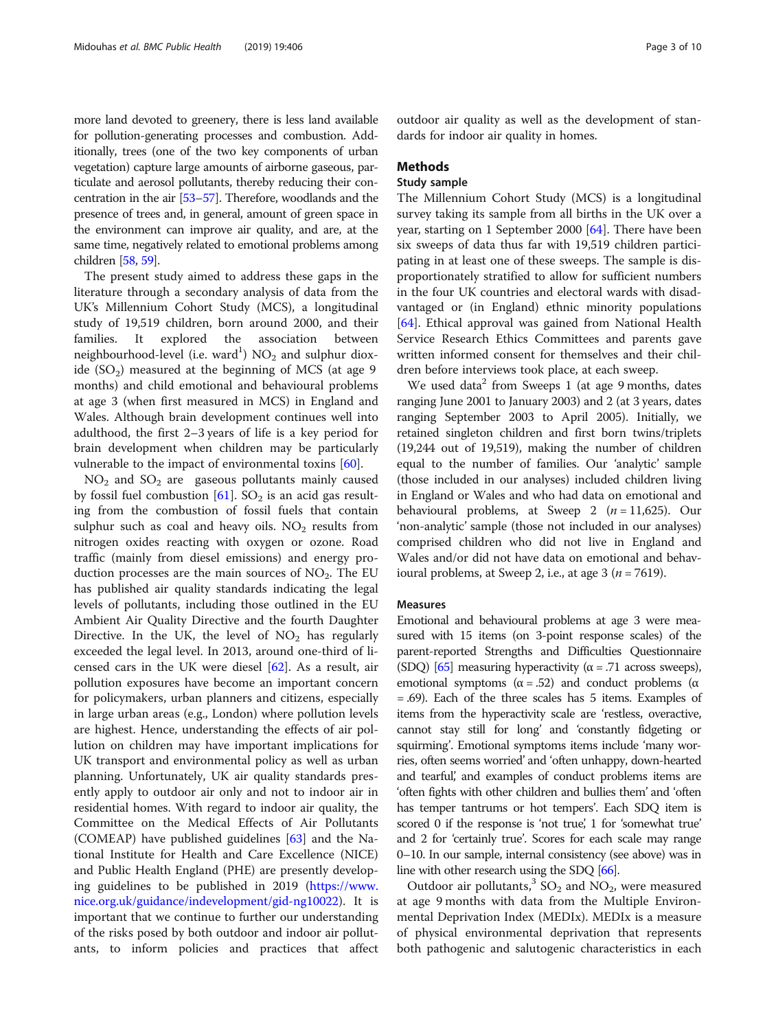more land devoted to greenery, there is less land available for pollution-generating processes and combustion. Additionally, trees (one of the two key components of urban vegetation) capture large amounts of airborne gaseous, particulate and aerosol pollutants, thereby reducing their concentration in the air [53–57]. Therefore, woodlands and the presence of trees and, in general, amount of green space in the environment can improve air quality, and are, at the same time, negatively related to emotional problems among children [58, 59].

The present study aimed to address these gaps in the literature through a secondary analysis of data from the UK's Millennium Cohort Study (MCS), a longitudinal study of 19,519 children, born around 2000, and their families. It explored the association between neighbourhood-level (i.e. ward[1]) $NO_2$ and sulphur dioxide ($SO_2$) measured at the beginning of MCS (at age 9 months) and child emotional and behavioural problems at age 3 (when first measured in MCS) in England and Wales. Although brain development continues well into adulthood, the first 2–3 years of life is a key period for brain development when children may be particularly vulnerable to the impact of environmental toxins [60].

$NO_2$ and $SO_2$ are gaseous pollutants mainly caused by fossil fuel combustion [61]. $SO_2$ is an acid gas resulting from the combustion of fossil fuels that contain sulphur such as coal and heavy oils. $NO_2$ results from nitrogen oxides reacting with oxygen or ozone. Road traffic (mainly from diesel emissions) and energy production processes are the main sources of $NO_2$. The EU has published air quality standards indicating the legal levels of pollutants, including those outlined in the EU Ambient Air Quality Directive and the fourth Daughter Directive. In the UK, the level of $NO_2$ has regularly exceeded the legal level. In 2013, around one-third of licensed cars in the UK were diesel [62]. As a result, air pollution exposures have become an important concern for policymakers, urban planners and citizens, especially in large urban areas (e.g., London) where pollution levels are highest. Hence, understanding the effects of air pollution on children may have important implications for UK transport and environmental policy as well as urban planning. Unfortunately, UK air quality standards presently apply to outdoor air only and not to indoor air in residential homes. With regard to indoor air quality, the Committee on the Medical Effects of Air Pollutants (COMEAP) have published guidelines [63] and the National Institute for Health and Care Excellence (NICE) and Public Health England (PHE) are presently developing guidelines to be published in 2019 (https://www.nice.org.uk/guidance/indevelopment/gid-ng10022). It is important that we continue to further our understanding of the risks posed by both outdoor and indoor air pollutants, to inform policies and practices that affect outdoor air quality as well as the development of standards for indoor air quality in homes.

## Methods

### Study sample

The Millennium Cohort Study (MCS) is a longitudinal survey taking its sample from all births in the UK over a year, starting on 1 September 2000 [64]. There have been six sweeps of data thus far with 19,519 children participating in at least one of these sweeps. The sample is disproportionately stratified to allow for sufficient numbers in the four UK countries and electoral wards with disadvantaged or (in England) ethnic minority populations [64]. Ethical approval was gained from National Health Service Research Ethics Committees and parents gave written informed consent for themselves and their children before interviews took place, at each sweep.

We used data[2] from Sweeps 1 (at age 9 months, dates ranging June 2001 to January 2003) and 2 (at 3 years, dates ranging September 2003 to April 2005). Initially, we retained singleton children and first born twins/triplets (19,244 out of 19,519), making the number of children equal to the number of families. Our 'analytic' sample (those included in our analyses) included children living in England or Wales and who had data on emotional and behavioural problems, at Sweep 2 ($n = 11,625$). Our 'non-analytic' sample (those not included in our analyses) comprised children who did not live in England and Wales and/or did not have data on emotional and behavioural problems, at Sweep 2, i.e., at age 3 ($n = 7619$).

### Measures

Emotional and behavioural problems at age 3 were measured with 15 items (on 3-point response scales) of the parent-reported Strengths and Difficulties Questionnaire (SDQ) [65] measuring hyperactivity ($\alpha = .71$ across sweeps), emotional symptoms ($\alpha = .52$) and conduct problems ($\alpha = .69$). Each of the three scales has 5 items. Examples of items from the hyperactivity scale are 'restless, overactive, cannot stay still for long' and 'constantly fidgeting or squirming'. Emotional symptoms items include 'many worries, often seems worried' and 'often unhappy, down-hearted and tearful,' and examples of conduct problems items are 'often fights with other children and bullies them' and 'often has temper tantrums or hot tempers'. Each SDQ item is scored 0 if the response is 'not true,' 1 for 'somewhat true' and 2 for 'certainly true'. Scores for each scale may range 0–10. In our sample, internal consistency (see above) was in line with other research using the SDQ [66].

Outdoor air pollutants,[3] $SO_2$ and $NO_2$, were measured at age 9 months with data from the Multiple Environmental Deprivation Index (MEDIx). MEDIx is a measure of physical environmental deprivation that represents both pathogenic and salutogenic characteristics in each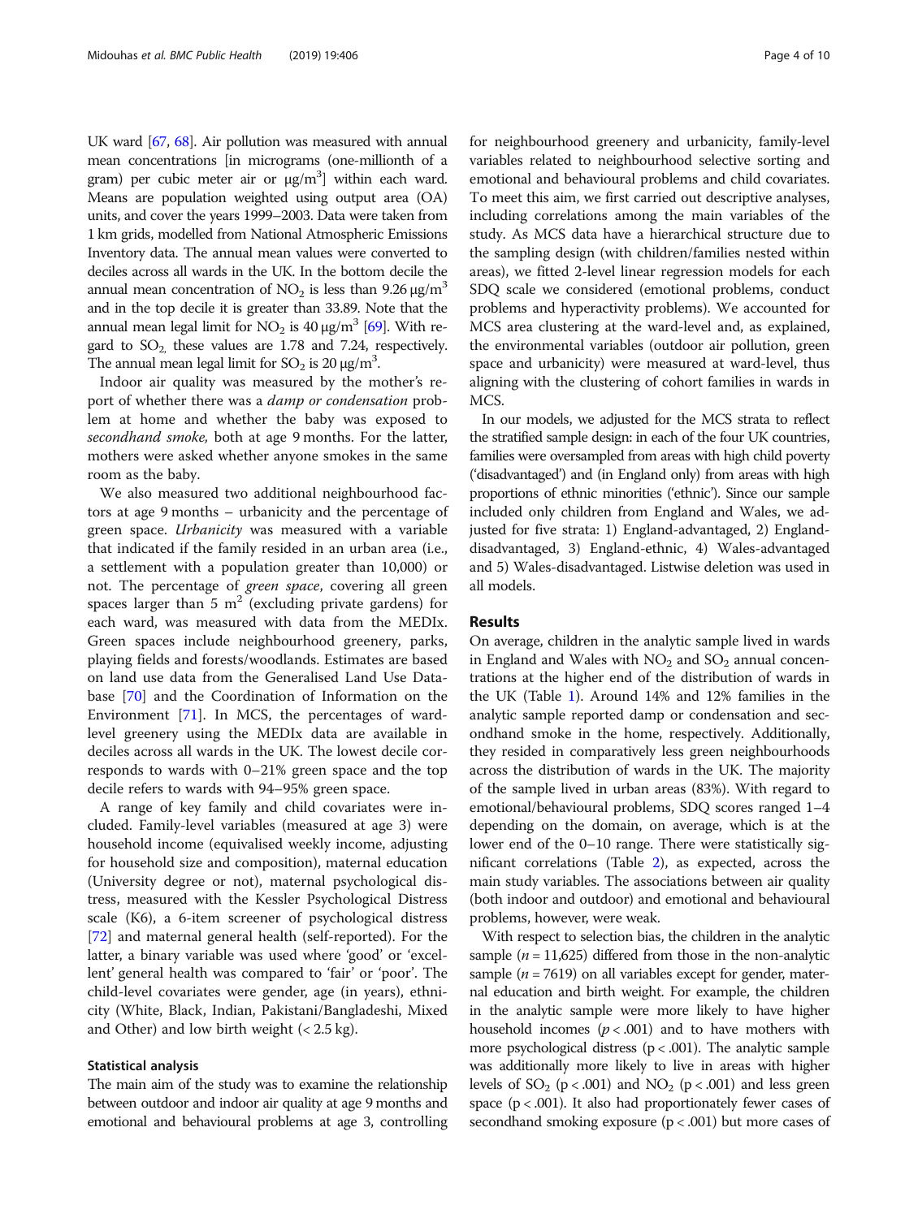UK ward [67, 68]. Air pollution was measured with annual mean concentrations [in micrograms (one-millionth of a gram) per cubic meter air or $\mu g/m^3$] within each ward. Means are population weighted using output area (OA) units, and cover the years 1999–2003. Data were taken from 1 km grids, modelled from National Atmospheric Emissions Inventory data. The annual mean values were converted to deciles across all wards in the UK. In the bottom decile the annual mean concentration of $NO_2$ is less than 9.26 $\mu g/m^3$ and in the top decile it is greater than 33.89. Note that the annual mean legal limit for $NO_2$ is 40 $\mu g/m^3$ [69]. With regard to $SO_2$, these values are 1.78 and 7.24, respectively. The annual mean legal limit for $SO_2$ is 20 $\mu g/m^3$.

Indoor air quality was measured by the mother's report of whether there was a *damp or condensation* problem at home and whether the baby was exposed to *secondhand smoke,* both at age 9 months. For the latter, mothers were asked whether anyone smokes in the same room as the baby.

We also measured two additional neighbourhood factors at age 9 months – urbanicity and the percentage of green space. *Urbanicity* was measured with a variable that indicated if the family resided in an urban area (i.e., a settlement with a population greater than 10,000) or not. The percentage of *green space*, covering all green spaces larger than 5 $m^2$ (excluding private gardens) for each ward, was measured with data from the MEDIx. Green spaces include neighbourhood greenery, parks, playing fields and forests/woodlands. Estimates are based on land use data from the Generalised Land Use Database [70] and the Coordination of Information on the Environment [71]. In MCS, the percentages of ward-level greenery using the MEDIx data are available in deciles across all wards in the UK. The lowest decile corresponds to wards with 0–21% green space and the top decile refers to wards with 94–95% green space.

A range of key family and child covariates were included. Family-level variables (measured at age 3) were household income (equivalised weekly income, adjusting for household size and composition), maternal education (University degree or not), maternal psychological distress, measured with the Kessler Psychological Distress scale (K6), a 6-item screener of psychological distress [72] and maternal general health (self-reported). For the latter, a binary variable was used where 'good' or 'excellent' general health was compared to 'fair' or 'poor'. The child-level covariates were gender, age (in years), ethnicity (White, Black, Indian, Pakistani/Bangladeshi, Mixed and Other) and low birth weight (< 2.5 kg).

### Statistical analysis

The main aim of the study was to examine the relationship between outdoor and indoor air quality at age 9 months and emotional and behavioural problems at age 3, controlling for neighbourhood greenery and urbanicity, family-level variables related to neighbourhood selective sorting and emotional and behavioural problems and child covariates. To meet this aim, we first carried out descriptive analyses, including correlations among the main variables of the study. As MCS data have a hierarchical structure due to the sampling design (with children/families nested within areas), we fitted 2-level linear regression models for each SDQ scale we considered (emotional problems, conduct problems and hyperactivity problems). We accounted for MCS area clustering at the ward-level and, as explained, the environmental variables (outdoor air pollution, green space and urbanicity) were measured at ward-level, thus aligning with the clustering of cohort families in wards in MCS.

In our models, we adjusted for the MCS strata to reflect the stratified sample design: in each of the four UK countries, families were oversampled from areas with high child poverty ('disadvantaged') and (in England only) from areas with high proportions of ethnic minorities ('ethnic'). Since our sample included only children from England and Wales, we adjusted for five strata: 1) England-advantaged, 2) England-disadvantaged, 3) England-ethnic, 4) Wales-advantaged and 5) Wales-disadvantaged. Listwise deletion was used in all models.

## Results

On average, children in the analytic sample lived in wards in England and Wales with $NO_2$ and $SO_2$ annual concentrations at the higher end of the distribution of wards in the UK (Table 1). Around 14% and 12% families in the analytic sample reported damp or condensation and secondhand smoke in the home, respectively. Additionally, they resided in comparatively less green neighbourhoods across the distribution of wards in the UK. The majority of the sample lived in urban areas (83%). With regard to emotional/behavioural problems, SDQ scores ranged 1–4 depending on the domain, on average, which is at the lower end of the 0–10 range. There were statistically significant correlations (Table 2), as expected, across the main study variables. The associations between air quality (both indoor and outdoor) and emotional and behavioural problems, however, were weak.

With respect to selection bias, the children in the analytic sample ($n = 11{,}625$) differed from those in the non-analytic sample ($n = 7619$) on all variables except for gender, maternal education and birth weight. For example, the children in the analytic sample were more likely to have higher household incomes ($p < .001$) and to have mothers with more psychological distress ($p < .001$). The analytic sample was additionally more likely to live in areas with higher levels of $SO_2$ ($p < .001$) and $NO_2$ ($p < .001$) and less green space ($p < .001$). It also had proportionately fewer cases of secondhand smoking exposure ($p < .001$) but more cases of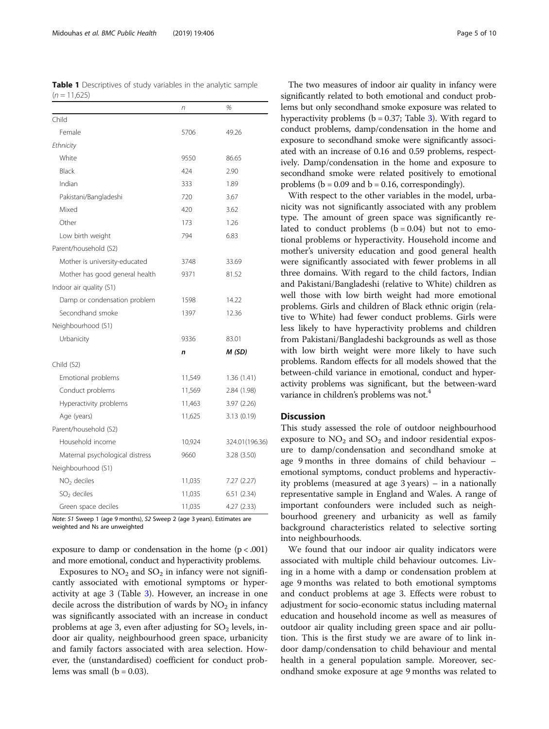**Table 1** Descriptives of study variables in the analytic sample (n = 11,625)

| | n | % |
|---|---|---|
| Child | | |
| Female | 5706 | 49.26 |
| *Ethnicity* | | |
| White | 9550 | 86.65 |
| Black | 424 | 2.90 |
| Indian | 333 | 1.89 |
| Pakistani/Bangladeshi | 720 | 3.67 |
| Mixed | 420 | 3.62 |
| Other | 173 | 1.26 |
| Low birth weight | 794 | 6.83 |
| Parent/household (S2) | | |
| Mother is university-educated | 3748 | 33.69 |
| Mother has good general health | 9371 | 81.52 |
| Indoor air quality (S1) | | |
| Damp or condensation problem | 1598 | 14.22 |
| Secondhand smoke | 1397 | 12.36 |
| Neighbourhood (S1) | | |
| Urbanicity | 9336 | 83.01 |
| | ***n*** | ***M (SD)*** |
| Child (S2) | | |
| Emotional problems | 11,549 | 1.36 (1.41) |
| Conduct problems | 11,569 | 2.84 (1.98) |
| Hyperactivity problems | 11,463 | 3.97 (2.26) |
| Age (years) | 11,625 | 3.13 (0.19) |
| Parent/household (S2) | | |
| Household income | 10,924 | 324.01(196.36) |
| Maternal psychological distress | 9660 | 3.28 (3.50) |
| Neighbourhood (S1) | | |
| $NO_2$ deciles | 11,035 | 7.27 (2.27) |
| $SO_2$ deciles | 11,035 | 6.51 (2.34) |
| Green space deciles | 11,035 | 4.27 (2.33) |

*Note*: *S1* Sweep 1 (age 9 months), *S2* Sweep 2 (age 3 years). Estimates are weighted and Ns are unweighted

exposure to damp or condensation in the home ($p < .001$) and more emotional, conduct and hyperactivity problems.

Exposures to $NO_2$ and $SO_2$ in infancy were not significantly associated with emotional symptoms or hyperactivity at age 3 (Table 3). However, an increase in one decile across the distribution of wards by $NO_2$ in infancy was significantly associated with an increase in conduct problems at age 3, even after adjusting for $SO_2$ levels, indoor air quality, neighbourhood green space, urbanicity and family factors associated with area selection. However, the (unstandardised) coefficient for conduct problems was small ($b = 0.03$).

The two measures of indoor air quality in infancy were significantly related to both emotional and conduct problems but only secondhand smoke exposure was related to hyperactivity problems ($b = 0.37$; Table 3). With regard to conduct problems, damp/condensation in the home and exposure to secondhand smoke were significantly associated with an increase of 0.16 and 0.59 problems, respectively. Damp/condensation in the home and exposure to secondhand smoke were related positively to emotional problems ($b = 0.09$ and $b = 0.16$, correspondingly).

With respect to the other variables in the model, urbanicity was not significantly associated with any problem type. The amount of green space was significantly related to conduct problems ($b = 0.04$) but not to emotional problems or hyperactivity. Household income and mother's university education and good general health were significantly associated with fewer problems in all three domains. With regard to the child factors, Indian and Pakistani/Bangladeshi (relative to White) children as well those with low birth weight had more emotional problems. Girls and children of Black ethnic origin (relative to White) had fewer conduct problems. Girls were less likely to have hyperactivity problems and children from Pakistani/Bangladeshi backgrounds as well as those with low birth weight were more likely to have such problems. Random effects for all models showed that the between-child variance in emotional, conduct and hyperactivity problems was significant, but the between-ward variance in children's problems was not.[4]

## Discussion

This study assessed the role of outdoor neighbourhood exposure to $NO_2$ and $SO_2$ and indoor residential exposure to damp/condensation and secondhand smoke at age 9 months in three domains of child behaviour – emotional symptoms, conduct problems and hyperactivity problems (measured at age 3 years) – in a nationally representative sample in England and Wales. A range of important confounders were included such as neighbourhood greenery and urbanicity as well as family background characteristics related to selective sorting into neighbourhoods.

We found that our indoor air quality indicators were associated with multiple child behaviour outcomes. Living in a home with a damp or condensation problem at age 9 months was related to both emotional symptoms and conduct problems at age 3. Effects were robust to adjustment for socio-economic status including maternal education and household income as well as measures of outdoor air quality including green space and air pollution. This is the first study we are aware of to link indoor damp/condensation to child behaviour and mental health in a general population sample. Moreover, secondhand smoke exposure at age 9 months was related to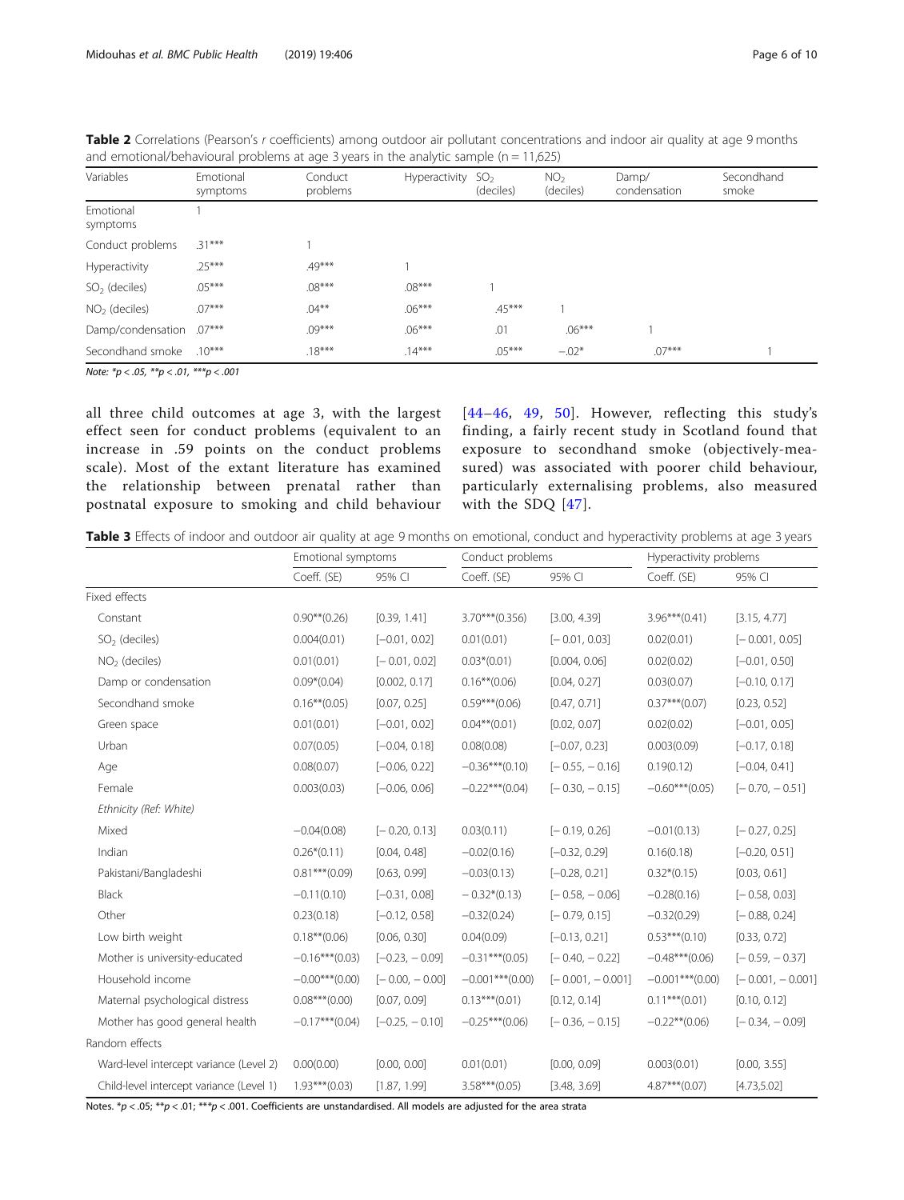**Table 2** Correlations (Pearson's *r* coefficients) among outdoor air pollutant concentrations and indoor air quality at age 9 months and emotional/behavioural problems at age 3 years in the analytic sample (n = 11,625)

| Variables | Emotional symptoms | Conduct problems | Hyperactivity | $SO_2$ (deciles) | $NO_2$ (deciles) | Damp/condensation | Secondhand smoke |
|---|---|---|---|---|---|---|---|
| Emotional symptoms | 1 | | | | | | |
| Conduct problems | .31*** | 1 | | | | | |
| Hyperactivity | .25*** | .49*** | 1 | | | | |
| $SO_2$ (deciles) | .05*** | .08*** | .08*** | 1 | | | |
| $NO_2$ (deciles) | .07*** | .04** | .06*** | .45*** | 1 | | |
| Damp/condensation | .07*** | .09*** | .06*** | .01 | .06*** | 1 | |
| Secondhand smoke | .10*** | .18*** | .14*** | .05*** | −.02* | .07*** | 1 |

*Note: *p < .05, **p < .01, ***p < .001*

all three child outcomes at age 3, with the largest effect seen for conduct problems (equivalent to an increase in .59 points on the conduct problems scale). Most of the extant literature has examined the relationship between prenatal rather than postnatal exposure to smoking and child behaviour [44–46, 49, 50]. However, reflecting this study's finding, a fairly recent study in Scotland found that exposure to secondhand smoke (objectively-measured) was associated with poorer child behaviour, particularly externalising problems, also measured with the SDQ [47].

**Table 3** Effects of indoor and outdoor air quality at age 9 months on emotional, conduct and hyperactivity problems at age 3 years

| | Emotional symptoms | | Conduct problems | | Hyperactivity problems | |
|---|---|---|---|---|---|---|
| | Coeff. (SE) | 95% CI | Coeff. (SE) | 95% CI | Coeff. (SE) | 95% CI |
| Fixed effects | | | | | | |
| Constant | 0.90**(0.26) | [0.39, 1.41] | 3.70***(0.356) | [3.00, 4.39] | 3.96***(0.41) | [3.15, 4.77] |
| $SO_2$ (deciles) | 0.004(0.01) | [−0.01, 0.02] | 0.01(0.01) | [− 0.01, 0.03] | 0.02(0.01) | [− 0.001, 0.05] |
| $NO_2$ (deciles) | 0.01(0.01) | [− 0.01, 0.02] | 0.03*(0.01) | [0.004, 0.06] | 0.02(0.02) | [−0.01, 0.50] |
| Damp or condensation | 0.09*(0.04) | [0.002, 0.17] | 0.16**(0.06) | [0.04, 0.27] | 0.03(0.07) | [−0.10, 0.17] |
| Secondhand smoke | 0.16**(0.05) | [0.07, 0.25] | 0.59***(0.06) | [0.47, 0.71] | 0.37***(0.07) | [0.23, 0.52] |
| Green space | 0.01(0.01) | [−0.01, 0.02] | 0.04**(0.01) | [0.02, 0.07] | 0.02(0.02) | [−0.01, 0.05] |
| Urban | 0.07(0.05) | [−0.04, 0.18] | 0.08(0.08) | [−0.07, 0.23] | 0.003(0.09) | [−0.17, 0.18] |
| Age | 0.08(0.07) | [−0.06, 0.22] | −0.36***(0.10) | [− 0.55, − 0.16] | 0.19(0.12) | [−0.04, 0.41] |
| Female | 0.003(0.03) | [−0.06, 0.06] | −0.22***(0.04) | [− 0.30, − 0.15] | −0.60***(0.05) | [− 0.70, − 0.51] |
| *Ethnicity (Ref: White)* | | | | | | |
| Mixed | −0.04(0.08) | [− 0.20, 0.13] | 0.03(0.11) | [− 0.19, 0.26] | −0.01(0.13) | [− 0.27, 0.25] |
| Indian | 0.26*(0.11) | [0.04, 0.48] | −0.02(0.16) | [−0.32, 0.29] | 0.16(0.18) | [−0.20, 0.51] |
| Pakistani/Bangladeshi | 0.81***(0.09) | [0.63, 0.99] | −0.03(0.13) | [−0.28, 0.21] | 0.32*(0.15) | [0.03, 0.61] |
| Black | −0.11(0.10) | [−0.31, 0.08] | − 0.32*(0.13) | [− 0.58, − 0.06] | −0.28(0.16) | [− 0.58, 0.03] |
| Other | 0.23(0.18) | [−0.12, 0.58] | −0.32(0.24) | [− 0.79, 0.15] | −0.32(0.29) | [− 0.88, 0.24] |
| Low birth weight | 0.18**(0.06) | [0.06, 0.30] | 0.04(0.09) | [−0.13, 0.21] | 0.53***(0.10) | [0.33, 0.72] |
| Mother is university-educated | −0.16***(0.03) | [−0.23, − 0.09] | −0.31***(0.05) | [− 0.40, − 0.22] | −0.48***(0.06) | [− 0.59, − 0.37] |
| Household income | −0.00***(0.00) | [− 0.00, − 0.00] | −0.001***(0.00) | [− 0.001, − 0.001] | −0.001***(0.00) | [− 0.001, − 0.001] |
| Maternal psychological distress | 0.08***(0.00) | [0.07, 0.09] | 0.13***(0.01) | [0.12, 0.14] | 0.11***(0.01) | [0.10, 0.12] |
| Mother has good general health | −0.17***(0.04) | [−0.25, − 0.10] | −0.25***(0.06) | [− 0.36, − 0.15] | −0.22**(0.06) | [− 0.34, − 0.09] |
| Random effects | | | | | | |
| Ward-level intercept variance (Level 2) | 0.00(0.00) | [0.00, 0.00] | 0.01(0.01) | [0.00, 0.09] | 0.003(0.01) | [0.00, 3.55] |
| Child-level intercept variance (Level 1) | 1.93***(0.03) | [1.87, 1.99] | 3.58***(0.05) | [3.48, 3.69] | 4.87***(0.07) | [4.73,5.02] |

Notes. **p* < .05; ***p* < .01; ****p* < .001. Coefficients are unstandardised. All models are adjusted for the area strata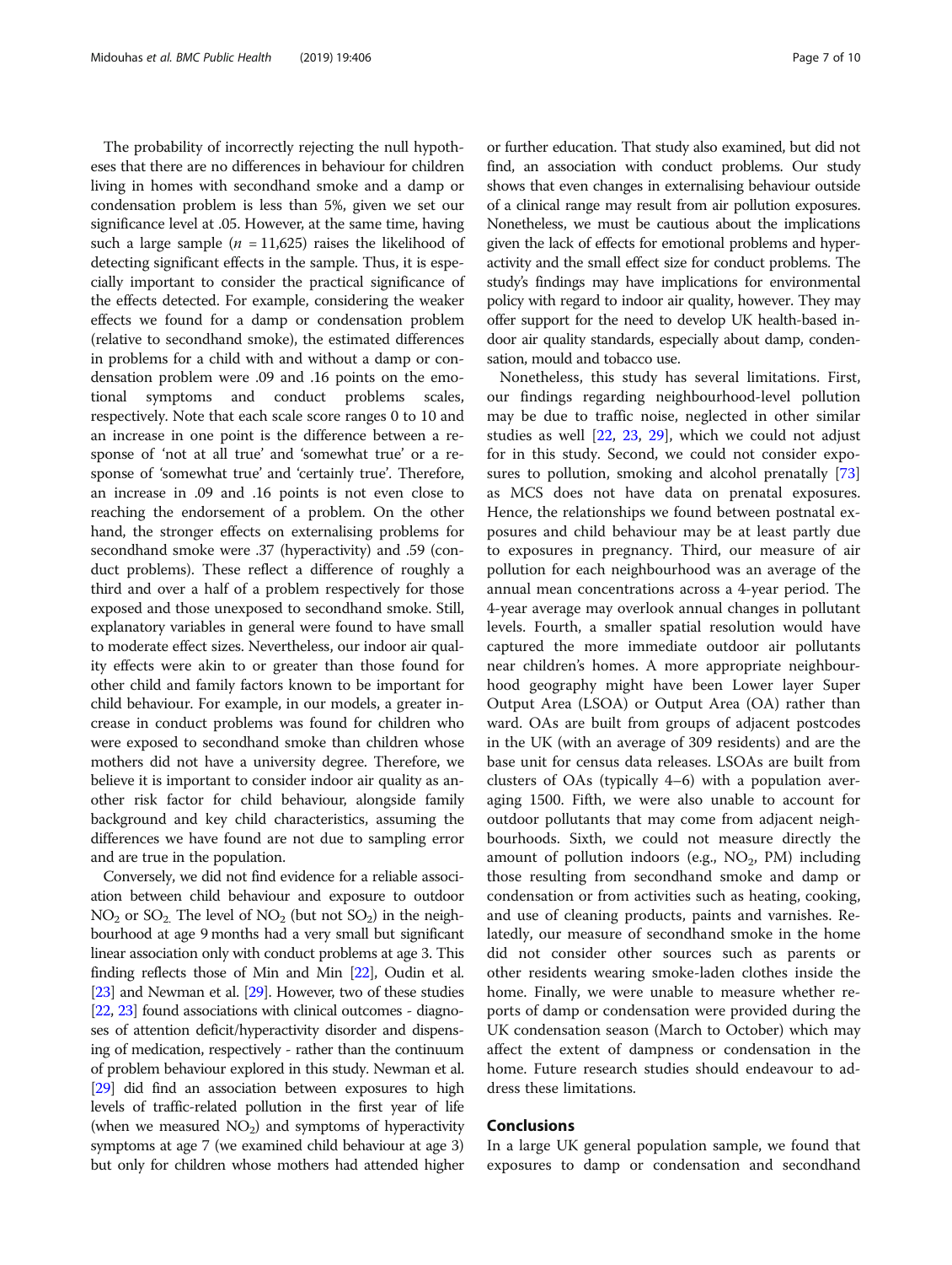The probability of incorrectly rejecting the null hypotheses that there are no differences in behaviour for children living in homes with secondhand smoke and a damp or condensation problem is less than 5%, given we set our significance level at .05. However, at the same time, having such a large sample ($n$ = 11,625) raises the likelihood of detecting significant effects in the sample. Thus, it is especially important to consider the practical significance of the effects detected. For example, considering the weaker effects we found for a damp or condensation problem (relative to secondhand smoke), the estimated differences in problems for a child with and without a damp or condensation problem were .09 and .16 points on the emotional symptoms and conduct problems scales, respectively. Note that each scale score ranges 0 to 10 and an increase in one point is the difference between a response of 'not at all true' and 'somewhat true' or a response of 'somewhat true' and 'certainly true'. Therefore, an increase in .09 and .16 points is not even close to reaching the endorsement of a problem. On the other hand, the stronger effects on externalising problems for secondhand smoke were .37 (hyperactivity) and .59 (conduct problems). These reflect a difference of roughly a third and over a half of a problem respectively for those exposed and those unexposed to secondhand smoke. Still, explanatory variables in general were found to have small to moderate effect sizes. Nevertheless, our indoor air quality effects were akin to or greater than those found for other child and family factors known to be important for child behaviour. For example, in our models, a greater increase in conduct problems was found for children who were exposed to secondhand smoke than children whose mothers did not have a university degree. Therefore, we believe it is important to consider indoor air quality as another risk factor for child behaviour, alongside family background and key child characteristics, assuming the differences we have found are not due to sampling error and are true in the population.

Conversely, we did not find evidence for a reliable association between child behaviour and exposure to outdoor $NO_2$ or $SO_2$. The level of $NO_2$ (but not $SO_2$) in the neighbourhood at age 9 months had a very small but significant linear association only with conduct problems at age 3. This finding reflects those of Min and Min [22], Oudin et al. [23] and Newman et al. [29]. However, two of these studies [22, 23] found associations with clinical outcomes - diagnoses of attention deficit/hyperactivity disorder and dispensing of medication, respectively - rather than the continuum of problem behaviour explored in this study. Newman et al. [29] did find an association between exposures to high levels of traffic-related pollution in the first year of life (when we measured $NO_2$) and symptoms of hyperactivity symptoms at age 7 (we examined child behaviour at age 3) but only for children whose mothers had attended higher or further education. That study also examined, but did not find, an association with conduct problems. Our study shows that even changes in externalising behaviour outside of a clinical range may result from air pollution exposures. Nonetheless, we must be cautious about the implications given the lack of effects for emotional problems and hyperactivity and the small effect size for conduct problems. The study's findings may have implications for environmental policy with regard to indoor air quality, however. They may offer support for the need to develop UK health-based indoor air quality standards, especially about damp, condensation, mould and tobacco use.

Nonetheless, this study has several limitations. First, our findings regarding neighbourhood-level pollution may be due to traffic noise, neglected in other similar studies as well [22, 23, 29], which we could not adjust for in this study. Second, we could not consider exposures to pollution, smoking and alcohol prenatally [73] as MCS does not have data on prenatal exposures. Hence, the relationships we found between postnatal exposures and child behaviour may be at least partly due to exposures in pregnancy. Third, our measure of air pollution for each neighbourhood was an average of the annual mean concentrations across a 4-year period. The 4-year average may overlook annual changes in pollutant levels. Fourth, a smaller spatial resolution would have captured the more immediate outdoor air pollutants near children's homes. A more appropriate neighbourhood geography might have been Lower layer Super Output Area (LSOA) or Output Area (OA) rather than ward. OAs are built from groups of adjacent postcodes in the UK (with an average of 309 residents) and are the base unit for census data releases. LSOAs are built from clusters of OAs (typically 4–6) with a population averaging 1500. Fifth, we were also unable to account for outdoor pollutants that may come from adjacent neighbourhoods. Sixth, we could not measure directly the amount of pollution indoors (e.g., $NO_2$, PM) including those resulting from secondhand smoke and damp or condensation or from activities such as heating, cooking, and use of cleaning products, paints and varnishes. Relatedly, our measure of secondhand smoke in the home did not consider other sources such as parents or other residents wearing smoke-laden clothes inside the home. Finally, we were unable to measure whether reports of damp or condensation were provided during the UK condensation season (March to October) which may affect the extent of dampness or condensation in the home. Future research studies should endeavour to address these limitations.

## Conclusions

In a large UK general population sample, we found that exposures to damp or condensation and secondhand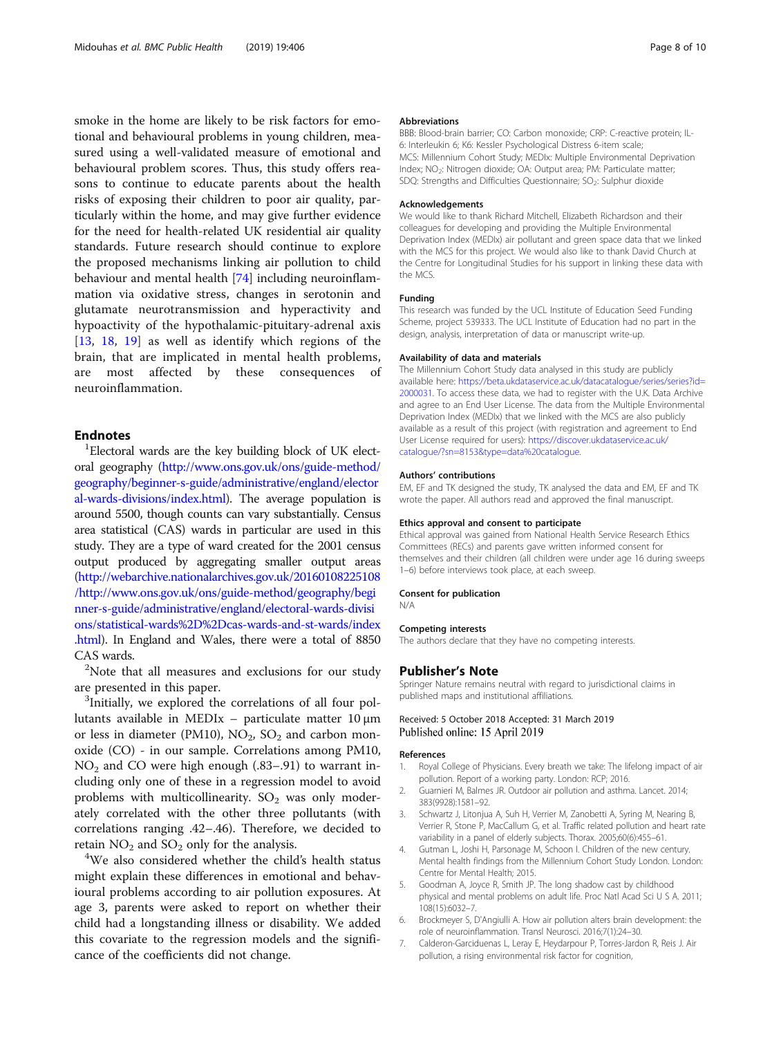smoke in the home are likely to be risk factors for emotional and behavioural problems in young children, measured using a well-validated measure of emotional and behavioural problem scores. Thus, this study offers reasons to continue to educate parents about the health risks of exposing their children to poor air quality, particularly within the home, and may give further evidence for the need for health-related UK residential air quality standards. Future research should continue to explore the proposed mechanisms linking air pollution to child behaviour and mental health [74] including neuroinflammation via oxidative stress, changes in serotonin and glutamate neurotransmission and hyperactivity and hypoactivity of the hypothalamic-pituitary-adrenal axis [13, 18, 19] as well as identify which regions of the brain, that are implicated in mental health problems, are most affected by these consequences of neuroinflammation.

## Endnotes

[1]Electoral wards are the key building block of UK electoral geography (http://www.ons.gov.uk/ons/guide-method/geography/beginner-s-guide/administrative/england/electoral-wards-divisions/index.html). The average population is around 5500, though counts can vary substantially. Census area statistical (CAS) wards in particular are used in this study. They are a type of ward created for the 2001 census output produced by aggregating smaller output areas (http://webarchive.nationalarchives.gov.uk/20160108225108/http://www.ons.gov.uk/ons/guide-method/geography/beginner-s-guide/administrative/england/electoral-wards-divisions/statistical-wards%2D%2Dcas-wards-and-st-wards/index.html). In England and Wales, there were a total of 8850 CAS wards.

[2]Note that all measures and exclusions for our study are presented in this paper.

[3]Initially, we explored the correlations of all four pollutants available in MEDIx – particulate matter 10 μm or less in diameter (PM10), $NO_2$, $SO_2$ and carbon monoxide (CO) - in our sample. Correlations among PM10, $NO_2$ and CO were high enough (.83–.91) to warrant including only one of these in a regression model to avoid problems with multicollinearity. $SO_2$ was only moderately correlated with the other three pollutants (with correlations ranging .42–.46). Therefore, we decided to retain $NO_2$ and $SO_2$ only for the analysis.

[4]We also considered whether the child's health status might explain these differences in emotional and behavioural problems according to air pollution exposures. At age 3, parents were asked to report on whether their child had a longstanding illness or disability. We added this covariate to the regression models and the significance of the coefficients did not change.

### Abbreviations

BBB: Blood-brain barrier; CO: Carbon monoxide; CRP: C-reactive protein; IL-6: Interleukin 6; K6: Kessler Psychological Distress 6-item scale; MCS: Millennium Cohort Study; MEDIx: Multiple Environmental Deprivation Index; $NO_2$: Nitrogen dioxide; OA: Output area; PM: Particulate matter; SDQ: Strengths and Difficulties Questionnaire; $SO_2$: Sulphur dioxide

### Acknowledgements

We would like to thank Richard Mitchell, Elizabeth Richardson and their colleagues for developing and providing the Multiple Environmental Deprivation Index (MEDIx) air pollutant and green space data that we linked with the MCS for this project. We would also like to thank David Church at the Centre for Longitudinal Studies for his support in linking these data with the MCS.

### Funding

This research was funded by the UCL Institute of Education Seed Funding Scheme, project 539333. The UCL Institute of Education had no part in the design, analysis, interpretation of data or manuscript write-up.

### Availability of data and materials

The Millennium Cohort Study data analysed in this study are publicly available here: https://beta.ukdataservice.ac.uk/datacatalogue/series/series?id=2000031. To access these data, we had to register with the U.K. Data Archive and agree to an End User License. The data from the Multiple Environmental Deprivation Index (MEDIx) that we linked with the MCS are also publicly available as a result of this project (with registration and agreement to End User License required for users): https://discover.ukdataservice.ac.uk/catalogue/?sn=8153&type=data%20catalogue.

### Authors' contributions

EM, EF and TK designed the study, TK analysed the data and EM, EF and TK wrote the paper. All authors read and approved the final manuscript.

### Ethics approval and consent to participate

Ethical approval was gained from National Health Service Research Ethics Committees (RECs) and parents gave written informed consent for themselves and their children (all children were under age 16 during sweeps 1–6) before interviews took place, at each sweep.

### Consent for publication

N/A

### Competing interests

The authors declare that they have no competing interests.

## Publisher's Note

Springer Nature remains neutral with regard to jurisdictional claims in published maps and institutional affiliations.

Received: 5 October 2018 Accepted: 31 March 2019
Published online: 15 April 2019

### References

1. Royal College of Physicians. Every breath we take: The lifelong impact of air pollution. Report of a working party. London: RCP; 2016.
2. Guarnieri M, Balmes JR. Outdoor air pollution and asthma. Lancet. 2014; 383(9928):1581–92.
3. Schwartz J, Litonjua A, Suh H, Verrier M, Zanobetti A, Syring M, Nearing B, Verrier R, Stone P, MacCallum G, et al. Traffic related pollution and heart rate variability in a panel of elderly subjects. Thorax. 2005;60(6):455–61.
4. Gutman L, Joshi H, Parsonage M, Schoon I. Children of the new century. Mental health findings from the Millennium Cohort Study London. London: Centre for Mental Health; 2015.
5. Goodman A, Joyce R, Smith JP. The long shadow cast by childhood physical and mental problems on adult life. Proc Natl Acad Sci U S A. 2011; 108(15):6032–7.
6. Brockmeyer S, D'Angiulli A. How air pollution alters brain development: the role of neuroinflammation. Transl Neurosci. 2016;7(1):24–30.
7. Calderon-Garciduenas L, Leray E, Heydarpour P, Torres-Jardon R, Reis J. Air pollution, a rising environmental risk factor for cognition,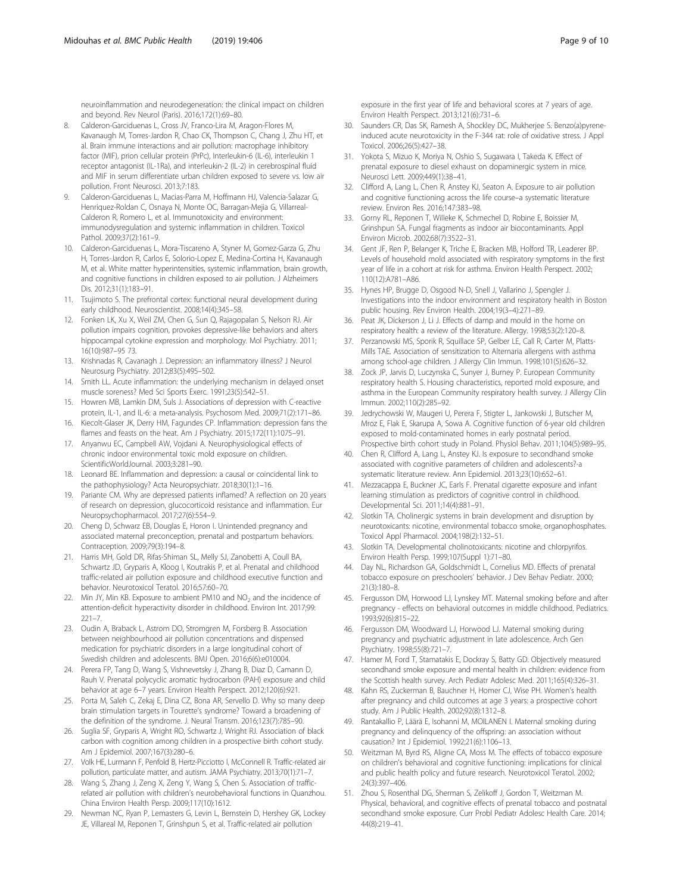neuroinflammation and neurodegeneration: the clinical impact on children and beyond. Rev Neurol (Paris). 2016;172(1):69–80.

8. Calderon-Garciduenas L, Cross JV, Franco-Lira M, Aragon-Flores M, Kavanaugh M, Torres-Jardon R, Chao CK, Thompson C, Chang J, Zhu HT, et al. Brain immune interactions and air pollution: macrophage inhibitory factor (MIF), prion cellular protein (PrPc), Interleukin-6 (IL-6), interleukin 1 receptor antagonist (IL-1Ra), and interleukin-2 (IL-2) in cerebrospinal fluid and MIF in serum differentiate urban children exposed to severe vs. low air pollution. Front Neurosci. 2013;7:183.
9. Calderon-Garciduenas L, Macias-Parra M, Hoffmann HJ, Valencia-Salazar G, Henriquez-Roldan C, Osnaya N, Monte OC, Barragan-Mejia G, Villarreal-Calderon R, Romero L, et al. Immunotoxicity and environment: immunodysregulation and systemic inflammation in children. Toxicol Pathol. 2009;37(2):161–9.
10. Calderon-Garciduenas L, Mora-Tiscareno A, Styner M, Gomez-Garza G, Zhu H, Torres-Jardon R, Carlos E, Solorio-Lopez E, Medina-Cortina H, Kavanaugh M, et al. White matter hyperintensities, systemic inflammation, brain growth, and cognitive functions in children exposed to air pollution. J Alzheimers Dis. 2012;31(1):183–91.
11. Tsujimoto S. The prefrontal cortex: functional neural development during early childhood. Neuroscientist. 2008;14(4):345–58.
12. Fonken LK, Xu X, Weil ZM, Chen G, Sun Q, Rajagopalan S, Nelson RJ. Air pollution impairs cognition, provokes depressive-like behaviors and alters hippocampal cytokine expression and morphology. Mol Psychiatry. 2011; 16(10):987–95 73.
13. Krishnadas R, Cavanagh J. Depression: an inflammatory illness? J Neurol Neurosurg Psychiatry. 2012;83(5):495–502.
14. Smith LL. Acute inflammation: the underlying mechanism in delayed onset muscle soreness? Med Sci Sports Exerc. 1991;23(5):542–51.
15. Howren MB, Lamkin DM, Suls J. Associations of depression with C-reactive protein, IL-1, and IL-6: a meta-analysis. Psychosom Med. 2009;71(2):171–86.
16. Kiecolt-Glaser JK, Derry HM, Fagundes CP. Inflammation: depression fans the flames and feasts on the heat. Am J Psychiatry. 2015;172(11):1075–91.
17. Anyanwu EC, Campbell AW, Vojdani A. Neurophysiological effects of chronic indoor environmental toxic mold exposure on children. ScientificWorldJournal. 2003;3:281–90.
18. Leonard BE. Inflammation and depression: a causal or coincidental link to the pathophysiology? Acta Neuropsychiatr. 2018;30(1):1–16.
19. Pariante CM. Why are depressed patients inflamed? A reflection on 20 years of research on depression, glucocorticoid resistance and inflammation. Eur Neuropsychopharmacol. 2017;27(6):554–9.
20. Cheng D, Schwarz EB, Douglas E, Horon I. Unintended pregnancy and associated maternal preconception, prenatal and postpartum behaviors. Contraception. 2009;79(3):194–8.
21. Harris MH, Gold DR, Rifas-Shiman SL, Melly SJ, Zanobetti A, Coull BA, Schwartz JD, Gryparis A, Kloog I, Koutrakis P, et al. Prenatal and childhood traffic-related air pollution exposure and childhood executive function and behavior. Neurotoxicol Teratol. 2016;57:60–70.
22. Min JY, Min KB. Exposure to ambient PM10 and $NO_2$ and the incidence of attention-deficit hyperactivity disorder in childhood. Environ Int. 2017;99: 221–7.
23. Oudin A, Braback L, Astrom DO, Stromgren M, Forsberg B. Association between neighbourhood air pollution concentrations and dispensed medication for psychiatric disorders in a large longitudinal cohort of Swedish children and adolescents. BMJ Open. 2016;6(6):e010004.
24. Perera FP, Tang D, Wang S, Vishnevetsky J, Zhang B, Diaz D, Camann D, Rauh V. Prenatal polycyclic aromatic hydrocarbon (PAH) exposure and child behavior at age 6–7 years. Environ Health Perspect. 2012;120(6):921.
25. Porta M, Saleh C, Zekaj E, Dina CZ, Bona AR, Servello D. Why so many deep brain stimulation targets in Tourette's syndrome? Toward a broadening of the definition of the syndrome. J. Neural Transm. 2016;123(7):785–90.
26. Suglia SF, Gryparis A, Wright RO, Schwartz J, Wright RJ. Association of black carbon with cognition among children in a prospective birth cohort study. Am J Epidemiol. 2007;167(3):280–6.
27. Volk HE, Lurmann F, Penfold B, Hertz-Picciotto I, McConnell R. Traffic-related air pollution, particulate matter, and autism. JAMA Psychiatry. 2013;70(1):71–7.
28. Wang S, Zhang J, Zeng X, Zeng Y, Wang S, Chen S. Association of traffic-related air pollution with children's neurobehavioral functions in Quanzhou. China Environ Health Persp. 2009;117(10):1612.
29. Newman NC, Ryan P, Lemasters G, Levin L, Bernstein D, Hershey GK, Lockey JE, Villareal M, Reponen T, Grinshpun S, et al. Traffic-related air pollution exposure in the first year of life and behavioral scores at 7 years of age. Environ Health Perspect. 2013;121(6):731–6.
30. Saunders CR, Das SK, Ramesh A, Shockley DC, Mukherjee S. Benzo(a)pyrene-induced acute neurotoxicity in the F-344 rat: role of oxidative stress. J Appl Toxicol. 2006;26(5):427–38.
31. Yokota S, Mizuo K, Moriya N, Oshio S, Sugawara I, Takeda K. Effect of prenatal exposure to diesel exhaust on dopaminergic system in mice. Neurosci Lett. 2009;449(1):38–41.
32. Clifford A, Lang L, Chen R, Anstey KJ, Seaton A. Exposure to air pollution and cognitive functioning across the life course–a systematic literature review. Environ Res. 2016;147:383–98.
33. Gorny RL, Reponen T, Willeke K, Schmechel D, Robine E, Boissier M, Grinshpun SA. Fungal fragments as indoor air biocontaminants. Appl Environ Microb. 2002;68(7):3522–31.
34. Gent JF, Ren P, Belanger K, Triche E, Bracken MB, Holford TR, Leaderer BP. Levels of household mold associated with respiratory symptoms in the first year of life in a cohort at risk for asthma. Environ Health Perspect. 2002; 110(12):A781–A86.
35. Hynes HP, Brugge D, Osgood N-D, Snell J, Vallarino J, Spengler J. Investigations into the indoor environment and respiratory health in Boston public housing. Rev Environ Health. 2004;19(3–4):271–89.
36. Peat JK, Dickerson J, Li J. Effects of damp and mould in the home on respiratory health: a review of the literature. Allergy. 1998;53(2):120–8.
37. Perzanowski MS, Sporik R, Squillace SP, Gelber LE, Call R, Carter M, Platts-Mills TAE. Association of sensitization to Alternaria allergens with asthma among school-age children. J Allergy Clin Immun. 1998;101(5):626–32.
38. Zock JP, Jarvis D, Luczynska C, Sunyer J, Burney P. European Community respiratory health S. Housing characteristics, reported mold exposure, and asthma in the European Community respiratory health survey. J Allergy Clin Immun. 2002;110(2):285–92.
39. Jedrychowski W, Maugeri U, Perera F, Stigter L, Jankowski J, Butscher M, Mroz E, Flak E, Skarupa A, Sowa A. Cognitive function of 6-year old children exposed to mold-contaminated homes in early postnatal period. Prospective birth cohort study in Poland. Physiol Behav. 2011;104(5):989–95.
40. Chen R, Clifford A, Lang L, Anstey KJ. Is exposure to secondhand smoke associated with cognitive parameters of children and adolescents?-a systematic literature review. Ann Epidemiol. 2013;23(10):652–61.
41. Mezzacappa E, Buckner JC, Earls F. Prenatal cigarette exposure and infant learning stimulation as predictors of cognitive control in childhood. Developmental Sci. 2011;14(4):881–91.
42. Slotkin TA. Cholinergic systems in brain development and disruption by neurotoxicants: nicotine, environmental tobacco smoke, organophosphates. Toxicol Appl Pharmacol. 2004;198(2):132–51.
43. Slotkin TA. Developmental cholinotoxicants: nicotine and chlorpyrifos. Environ Health Persp. 1999;107(Suppl 1):71–80.
44. Day NL, Richardson GA, Goldschmidt L, Cornelius MD. Effects of prenatal tobacco exposure on preschoolers' behavior. J Dev Behav Pediatr. 2000; 21(3):180–8.
45. Fergusson DM, Horwood LJ, Lynskey MT. Maternal smoking before and after pregnancy - effects on behavioral outcomes in middle childhood. Pediatrics. 1993;92(6):815–22.
46. Fergusson DM, Woodward LJ, Horwood LJ. Maternal smoking during pregnancy and psychiatric adjustment in late adolescence. Arch Gen Psychiatry. 1998;55(8):721–7.
47. Hamer M, Ford T, Stamatakis E, Dockray S, Batty GD. Objectively measured secondhand smoke exposure and mental health in children: evidence from the Scottish health survey. Arch Pediatr Adolesc Med. 2011;165(4):326–31.
48. Kahn RS, Zuckerman B, Bauchner H, Homer CJ, Wise PH. Women's health after pregnancy and child outcomes at age 3 years: a prospective cohort study. Am J Public Health. 2002;92(8):1312–8.
49. Rantakallio P, Läärä E, Isohanni M, MOILANEN I. Maternal smoking during pregnancy and delinquency of the offspring: an association without causation? Int J Epidemiol. 1992;21(6):1106–13.
50. Weitzman M, Byrd RS, Aligne CA, Moss M. The effects of tobacco exposure on children's behavioral and cognitive functioning: implications for clinical and public health policy and future research. Neurotoxicol Teratol. 2002; 24(3):397–406.
51. Zhou S, Rosenthal DG, Sherman S, Zelikoff J, Gordon T, Weitzman M. Physical, behavioral, and cognitive effects of prenatal tobacco and postnatal secondhand smoke exposure. Curr Probl Pediatr Adolesc Health Care. 2014; 44(8):219–41.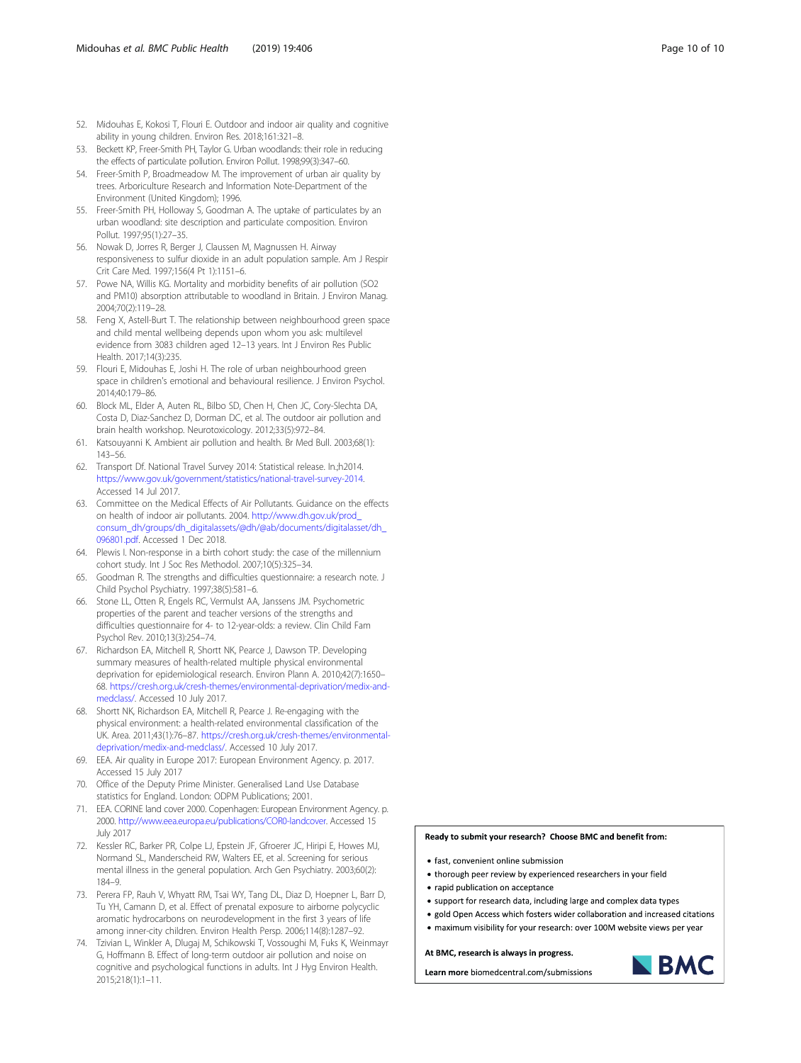52. Midouhas E, Kokosi T, Flouri E. Outdoor and indoor air quality and cognitive ability in young children. Environ Res. 2018;161:321–8.
53. Beckett KP, Freer-Smith PH, Taylor G. Urban woodlands: their role in reducing the effects of particulate pollution. Environ Pollut. 1998;99(3):347–60.
54. Freer-Smith P, Broadmeadow M. The improvement of urban air quality by trees. Arboriculture Research and Information Note-Department of the Environment (United Kingdom); 1996.
55. Freer-Smith PH, Holloway S, Goodman A. The uptake of particulates by an urban woodland: site description and particulate composition. Environ Pollut. 1997;95(1):27–35.
56. Nowak D, Jorres R, Berger J, Claussen M, Magnussen H. Airway responsiveness to sulfur dioxide in an adult population sample. Am J Respir Crit Care Med. 1997;156(4 Pt 1):1151–6.
57. Powe NA, Willis KG. Mortality and morbidity benefits of air pollution (SO2 and PM10) absorption attributable to woodland in Britain. J Environ Manag. 2004;70(2):119–28.
58. Feng X, Astell-Burt T. The relationship between neighbourhood green space and child mental wellbeing depends upon whom you ask: multilevel evidence from 3083 children aged 12–13 years. Int J Environ Res Public Health. 2017;14(3):235.
59. Flouri E, Midouhas E, Joshi H. The role of urban neighbourhood green space in children's emotional and behavioural resilience. J Environ Psychol. 2014;40:179–86.
60. Block ML, Elder A, Auten RL, Bilbo SD, Chen H, Chen JC, Cory-Slechta DA, Costa D, Diaz-Sanchez D, Dorman DC, et al. The outdoor air pollution and brain health workshop. Neurotoxicology. 2012;33(5):972–84.
61. Katsouyanni K. Ambient air pollution and health. Br Med Bull. 2003;68(1): 143–56.
62. Transport Df. National Travel Survey 2014: Statistical release. In.;h2014. https://www.gov.uk/government/statistics/national-travel-survey-2014. Accessed 14 Jul 2017.
63. Committee on the Medical Effects of Air Pollutants. Guidance on the effects on health of indoor air pollutants. 2004. http://www.dh.gov.uk/prod_consum_dh/groups/dh_digitalassets/@dh/@ab/documents/digitalasset/dh_096801.pdf. Accessed 1 Dec 2018.
64. Plewis I. Non-response in a birth cohort study: the case of the millennium cohort study. Int J Soc Res Methodol. 2007;10(5):325–34.
65. Goodman R. The strengths and difficulties questionnaire: a research note. J Child Psychol Psychiatry. 1997;38(5):581–6.
66. Stone LL, Otten R, Engels RC, Vermulst AA, Janssens JM. Psychometric properties of the parent and teacher versions of the strengths and difficulties questionnaire for 4- to 12-year-olds: a review. Clin Child Fam Psychol Rev. 2010;13(3):254–74.
67. Richardson EA, Mitchell R, Shortt NK, Pearce J, Dawson TP. Developing summary measures of health-related multiple physical environmental deprivation for epidemiological research. Environ Plann A. 2010;42(7):1650–68. https://cresh.org.uk/cresh-themes/environmental-deprivation/medix-and-medclass/. Accessed 10 July 2017.
68. Shortt NK, Richardson EA, Mitchell R, Pearce J. Re-engaging with the physical environment: a health-related environmental classification of the UK. Area. 2011;43(1):76–87. https://cresh.org.uk/cresh-themes/environmental-deprivation/medix-and-medclass/. Accessed 10 July 2017.
69. EEA. Air quality in Europe 2017: European Environment Agency. p. 2017. Accessed 15 July 2017
70. Office of the Deputy Prime Minister. Generalised Land Use Database statistics for England. London: ODPM Publications; 2001.
71. EEA. CORINE land cover 2000. Copenhagen: European Environment Agency. p. 2000. http://www.eea.europa.eu/publications/COR0-landcover. Accessed 15 July 2017
72. Kessler RC, Barker PR, Colpe LJ, Epstein JF, Gfroerer JC, Hiripi E, Howes MJ, Normand SL, Manderscheid RW, Walters EE, et al. Screening for serious mental illness in the general population. Arch Gen Psychiatry. 2003;60(2): 184–9.
73. Perera FP, Rauh V, Whyatt RM, Tsai WY, Tang DL, Diaz D, Hoepner L, Barr D, Tu YH, Camann D, et al. Effect of prenatal exposure to airborne polycyclic aromatic hydrocarbons on neurodevelopment in the first 3 years of life among inner-city children. Environ Health Persp. 2006;114(8):1287–92.
74. Tzivian L, Winkler A, Dlugaj M, Schikowski T, Vossoughi M, Fuks K, Weinmayr G, Hoffmann B. Effect of long-term outdoor air pollution and noise on cognitive and psychological functions in adults. Int J Hyg Environ Health. 2015;218(1):1–11.

**Ready to submit your research? Choose BMC and benefit from:**

- fast, convenient online submission
- thorough peer review by experienced researchers in your field
- rapid publication on acceptance
- support for research data, including large and complex data types
- gold Open Access which fosters wider collaboration and increased citations
- maximum visibility for your research: over 100M website views per year

**At BMC, research is always in progress.**

**Learn more** biomedcentral.com/submissions

BMC